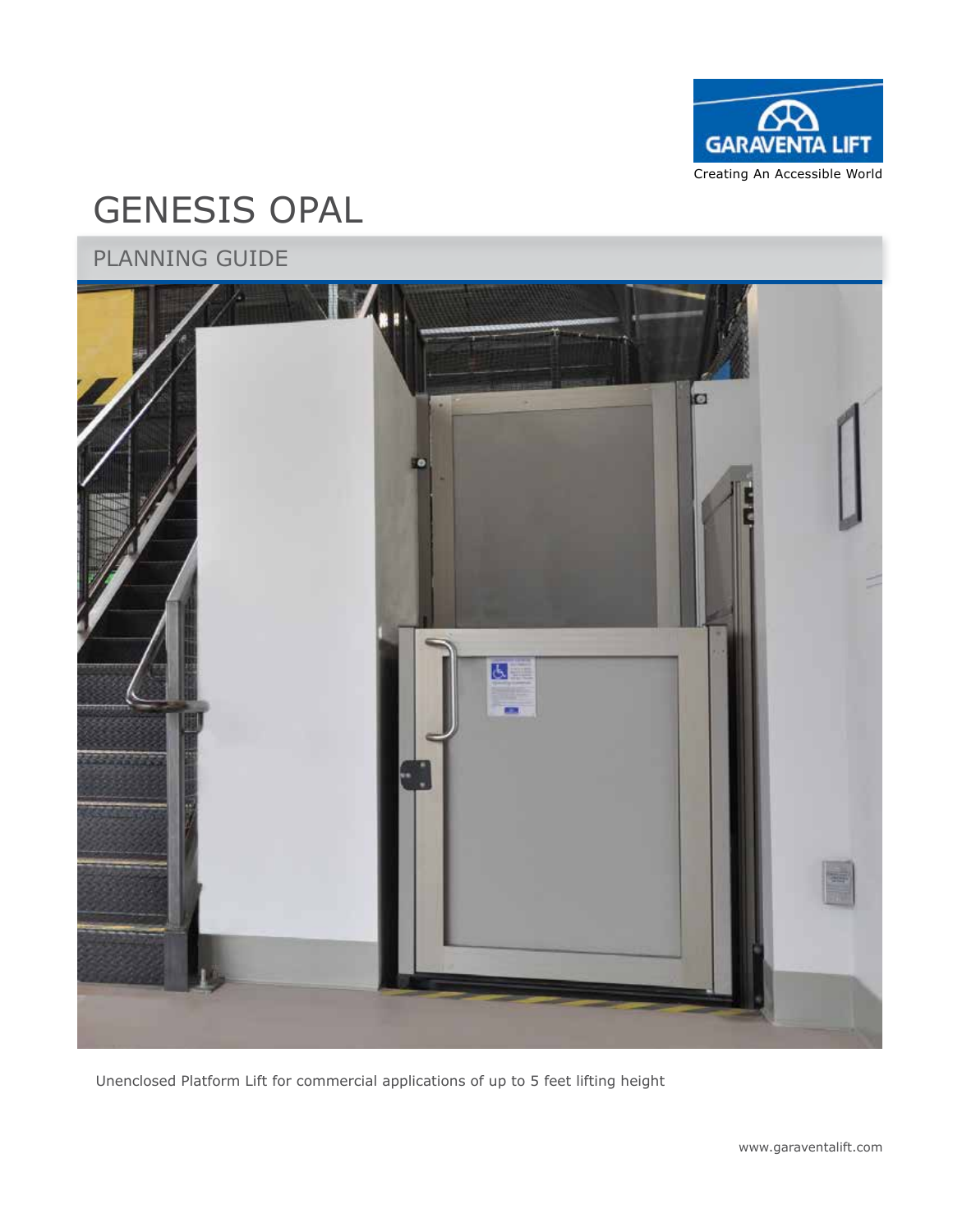GARAVENTA LIFT

Creating An Accessible World

# GENESIS OPAL

## PLANNING GUIDE

Unenclosed Platform Lift for commercial applications of up to 5 feet lifting height

www.garaventalift.com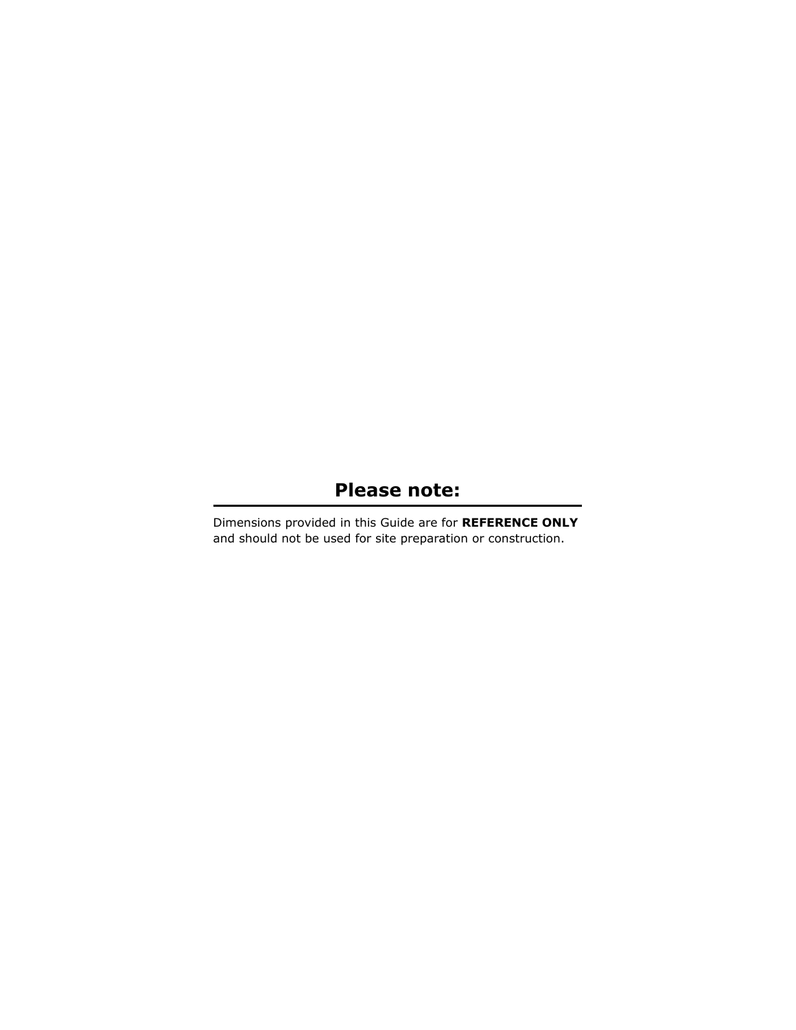## Please note:

Dimensions provided in this Guide are for **REFERENCE ONLY** and should not be used for site preparation or construction.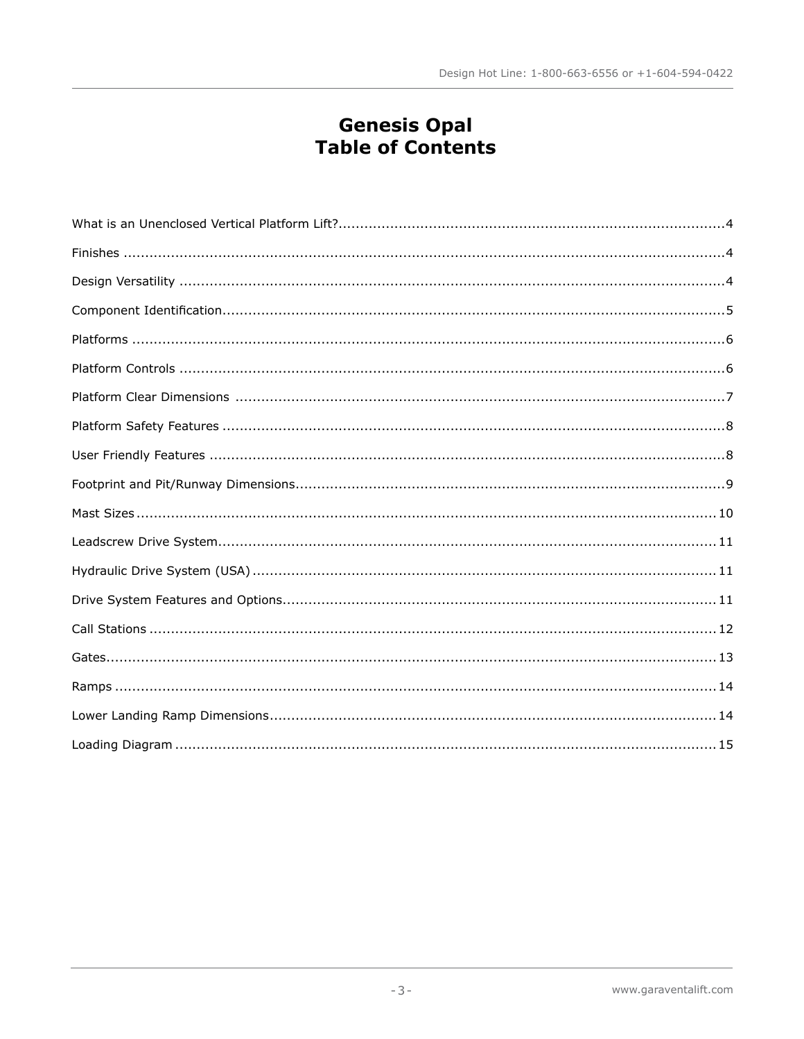# Genesis Opal
# Table of Contents

What is an Unenclosed Vertical Platform Lift?........................................................................................4

Finishes ..........................................................................................................................................4

Design Versatility .............................................................................................................................4

Component Identification...................................................................................................................5

Platforms .........................................................................................................................................6

Platform Controls .............................................................................................................................6

Platform Clear Dimensions ................................................................................................................7

Platform Safety Features ...................................................................................................................8

User Friendly Features ......................................................................................................................8

Footprint and Pit/Runway Dimensions..................................................................................................9

Mast Sizes ......................................................................................................................................10

Leadscrew Drive System...................................................................................................................11

Hydraulic Drive System (USA) ..........................................................................................................11

Drive System Features and Options...................................................................................................11

Call Stations ...................................................................................................................................12

Gates..............................................................................................................................................13

Ramps ...........................................................................................................................................14

Lower Landing Ramp Dimensions.......................................................................................................14

Loading Diagram .............................................................................................................................15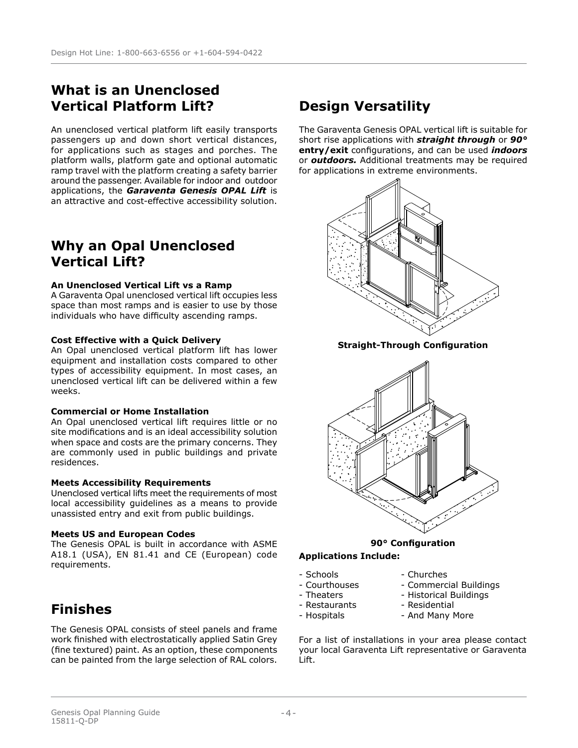## What is an Unenclosed Vertical Platform Lift?

An unenclosed vertical platform lift easily transports passengers up and down short vertical distances, for applications such as stages and porches. The platform walls, platform gate and optional automatic ramp travel with the platform creating a safety barrier around the passenger. Available for indoor and outdoor applications, the ***Garaventa Genesis OPAL Lift*** is an attractive and cost-effective accessibility solution.

## Why an Opal Unenclosed Vertical Lift?

**An Unenclosed Vertical Lift vs a Ramp**
A Garaventa Opal unenclosed vertical lift occupies less space than most ramps and is easier to use by those individuals who have difficulty ascending ramps.

**Cost Effective with a Quick Delivery**
An Opal unenclosed vertical platform lift has lower equipment and installation costs compared to other types of accessibility equipment. In most cases, an unenclosed vertical lift can be delivered within a few weeks.

**Commercial or Home Installation**
An Opal unenclosed vertical lift requires little or no site modifications and is an ideal accessibility solution when space and costs are the primary concerns. They are commonly used in public buildings and private residences.

**Meets Accessibility Requirements**
Unenclosed vertical lifts meet the requirements of most local accessibility guidelines as a means to provide unassisted entry and exit from public buildings.

**Meets US and European Codes**
The Genesis OPAL is built in accordance with ASME A18.1 (USA), EN 81.41 and CE (European) code requirements.

## Finishes

The Genesis OPAL consists of steel panels and frame work finished with electrostatically applied Satin Grey (fine textured) paint. As an option, these components can be painted from the large selection of RAL colors.

## Design Versatility

The Garaventa Genesis OPAL vertical lift is suitable for short rise applications with ***straight through*** or ***90° entry/exit*** configurations, and can be used ***indoors*** or ***outdoors.*** Additional treatments may be required for applications in extreme environments.

**Straight-Through Configuration**

**90° Configuration**

**Applications Include:**

- Schools
- Courthouses
- Theaters
- Restaurants
- Hospitals
- Churches
- Commercial Buildings
- Historical Buildings
- Residential
- And Many More

For a list of installations in your area please contact your local Garaventa Lift representative or Garaventa Lift.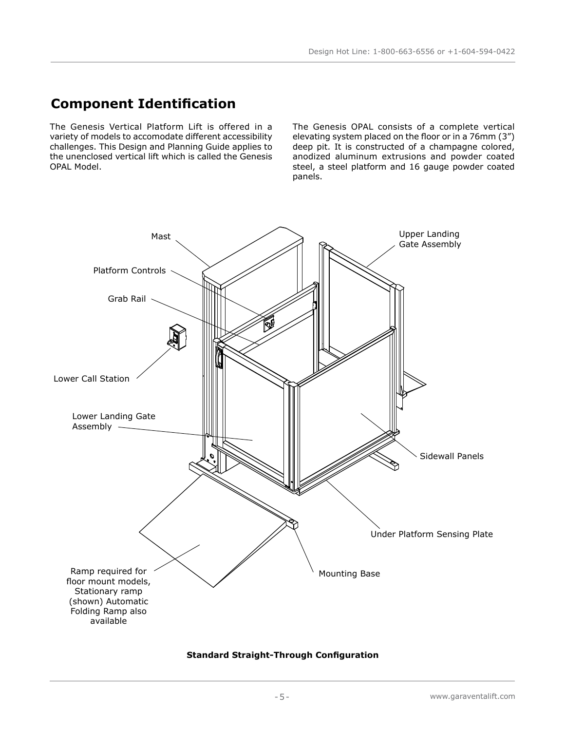## Component Identification

The Genesis Vertical Platform Lift is offered in a variety of models to accomodate different accessibility challenges. This Design and Planning Guide applies to the unenclosed vertical lift which is called the Genesis OPAL Model.

The Genesis OPAL consists of a complete vertical elevating system placed on the floor or in a 76mm (3”) deep pit. It is constructed of a champagne colored, anodized aluminum extrusions and powder coated steel, a steel platform and 16 gauge powder coated panels.

Mast

Upper Landing Gate Assembly

Platform Controls

Grab Rail

Lower Call Station

Lower Landing Gate Assembly

Sidewall Panels

Under Platform Sensing Plate

Mounting Base

Ramp required for floor mount models, Stationary ramp (shown) Automatic Folding Ramp also available

**Standard Straight-Through Configuration**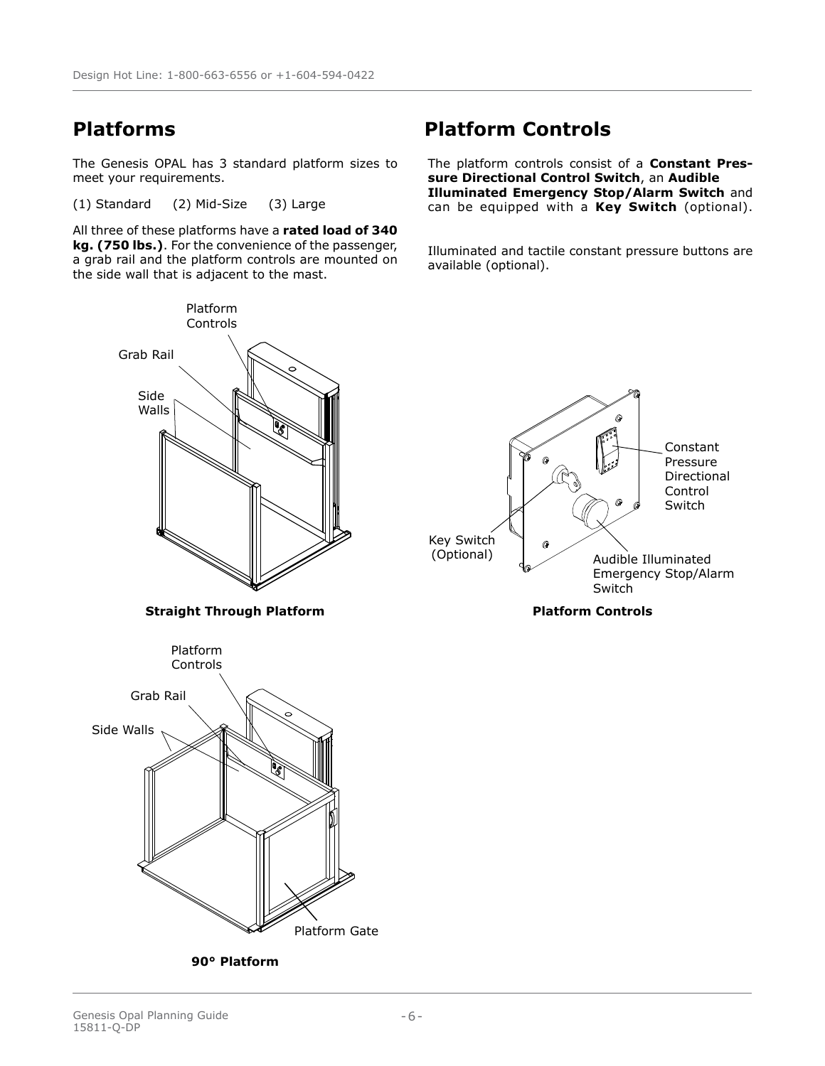## Platforms

The Genesis OPAL has 3 standard platform sizes to meet your requirements.

(1) Standard (2) Mid-Size (3) Large

All three of these platforms have a **rated load of 340 kg. (750 lbs.)**. For the convenience of the passenger, a grab rail and the platform controls are mounted on the side wall that is adjacent to the mast.

Platform Controls

Grab Rail

Side Walls

**Straight Through Platform**

Platform Controls

Grab Rail

Side Walls

Platform Gate

**90° Platform**

## Platform Controls

The platform controls consist of a **Constant Pressure Directional Control Switch**, an **Audible Illuminated Emergency Stop/Alarm Switch** and can be equipped with a **Key Switch** (optional).

Illuminated and tactile constant pressure buttons are available (optional).

Constant Pressure Directional Control Switch

Key Switch (Optional)

Audible Illuminated Emergency Stop/Alarm Switch

**Platform Controls**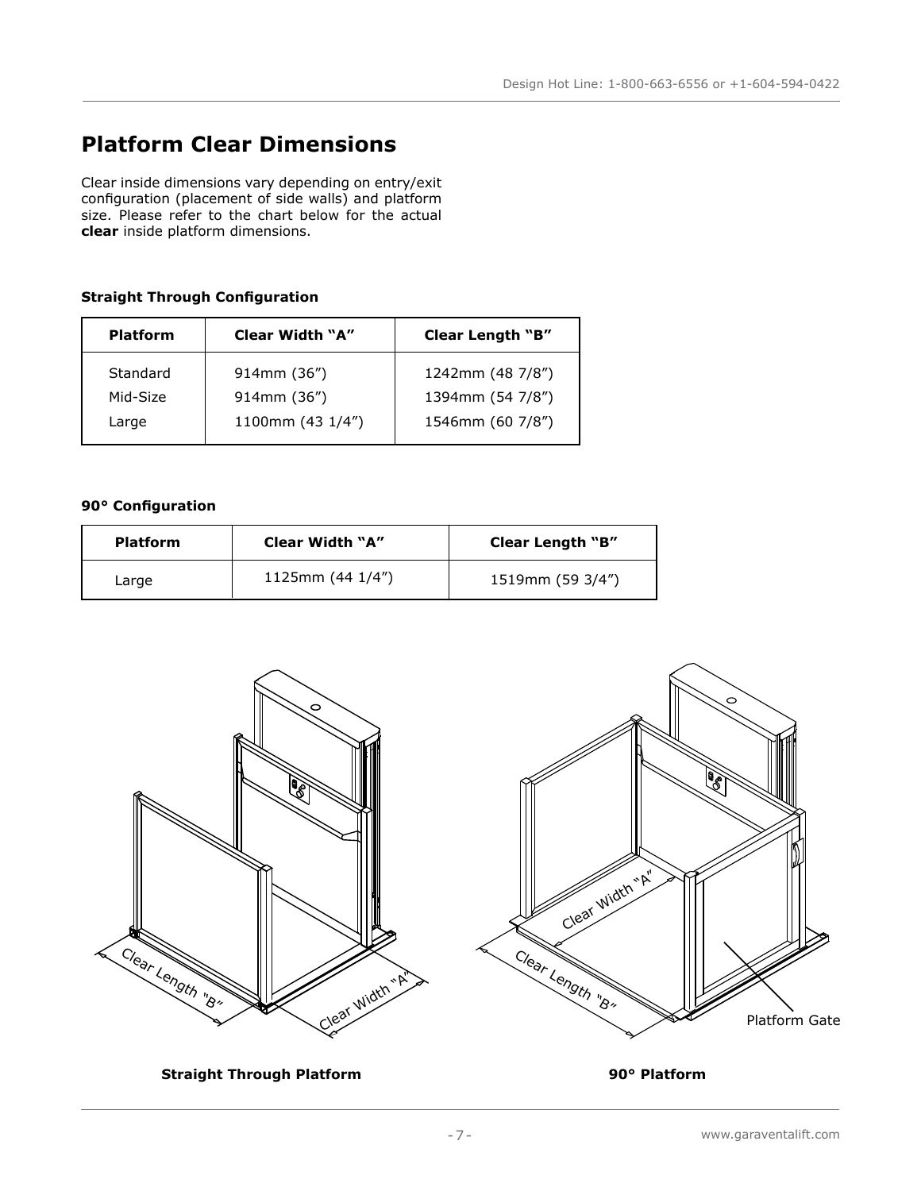## Platform Clear Dimensions

Clear inside dimensions vary depending on entry/exit configuration (placement of side walls) and platform size. Please refer to the chart below for the actual **clear** inside platform dimensions.

**Straight Through Configuration**

| Platform | Clear Width "A" | Clear Length "B" |
|---|---|---|
| Standard | 914mm (36") | 1242mm (48 7/8") |
| Mid-Size | 914mm (36") | 1394mm (54 7/8") |
| Large | 1100mm (43 1/4") | 1546mm (60 7/8") |

**90° Configuration**

| Platform | Clear Width "A" | Clear Length "B" |
|---|---|---|
| Large | 1125mm (44 1/4") | 1519mm (59 3/4") |

Clear Length "B" Clear Width "A"

**Straight Through Platform**

Clear Width "A" Clear Length "B" Platform Gate

**90° Platform**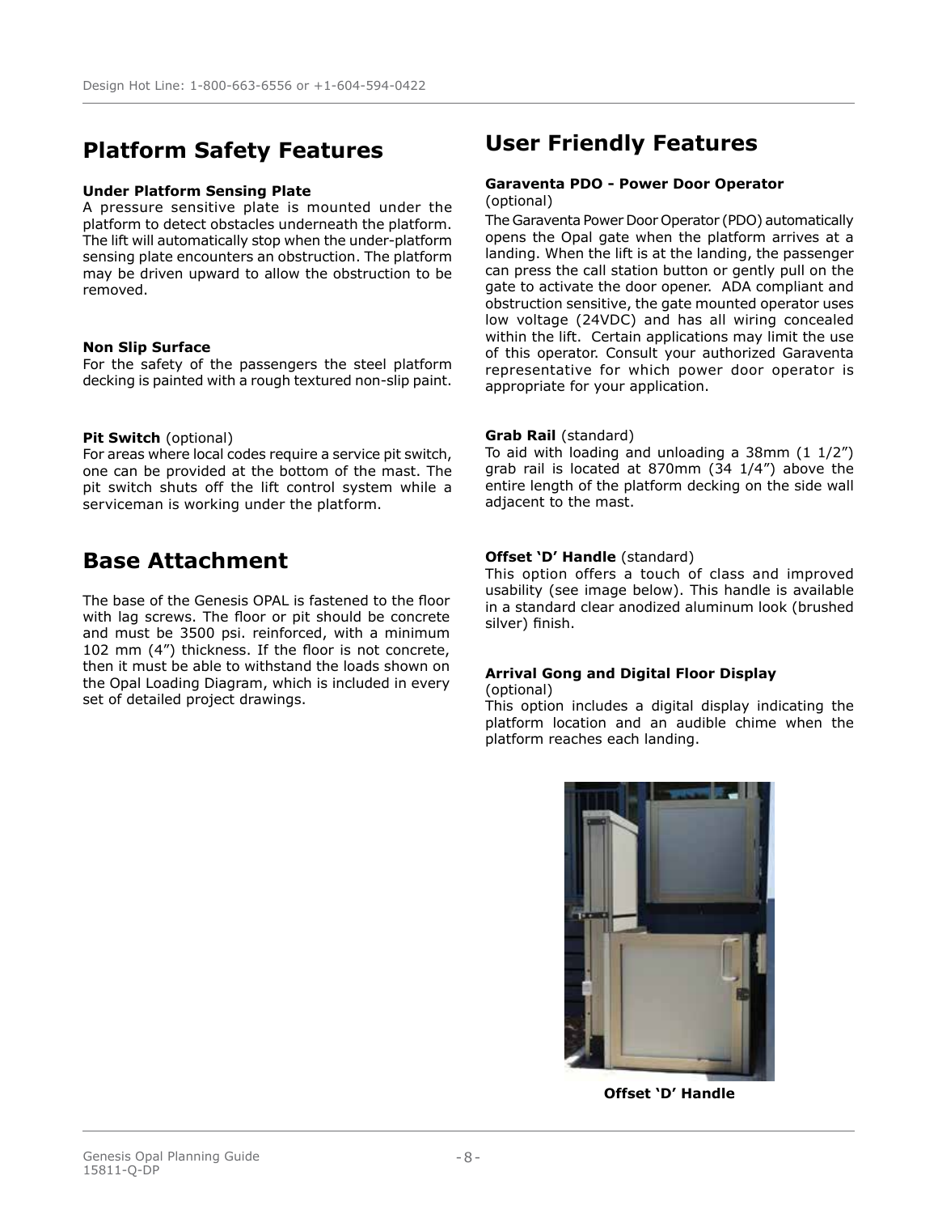## Platform Safety Features

**Under Platform Sensing Plate**
A pressure sensitive plate is mounted under the platform to detect obstacles underneath the platform. The lift will automatically stop when the under-platform sensing plate encounters an obstruction. The platform may be driven upward to allow the obstruction to be removed.

**Non Slip Surface**
For the safety of the passengers the steel platform decking is painted with a rough textured non-slip paint.

**Pit Switch** (optional)
For areas where local codes require a service pit switch, one can be provided at the bottom of the mast. The pit switch shuts off the lift control system while a serviceman is working under the platform.

## Base Attachment

The base of the Genesis OPAL is fastened to the floor with lag screws. The floor or pit should be concrete and must be 3500 psi. reinforced, with a minimum 102 mm (4") thickness. If the floor is not concrete, then it must be able to withstand the loads shown on the Opal Loading Diagram, which is included in every set of detailed project drawings.

## User Friendly Features

**Garaventa PDO - Power Door Operator**
(optional)
The Garaventa Power Door Operator (PDO) automatically opens the Opal gate when the platform arrives at a landing. When the lift is at the landing, the passenger can press the call station button or gently pull on the gate to activate the door opener. ADA compliant and obstruction sensitive, the gate mounted operator uses low voltage (24VDC) and has all wiring concealed within the lift. Certain applications may limit the use of this operator. Consult your authorized Garaventa representative for which power door operator is appropriate for your application.

**Grab Rail** (standard)
To aid with loading and unloading a 38mm (1 1/2") grab rail is located at 870mm (34 1/4") above the entire length of the platform decking on the side wall adjacent to the mast.

**Offset 'D' Handle** (standard)
This option offers a touch of class and improved usability (see image below). This handle is available in a standard clear anodized aluminum look (brushed silver) finish.

**Arrival Gong and Digital Floor Display**
(optional)
This option includes a digital display indicating the platform location and an audible chime when the platform reaches each landing.

**Offset 'D' Handle**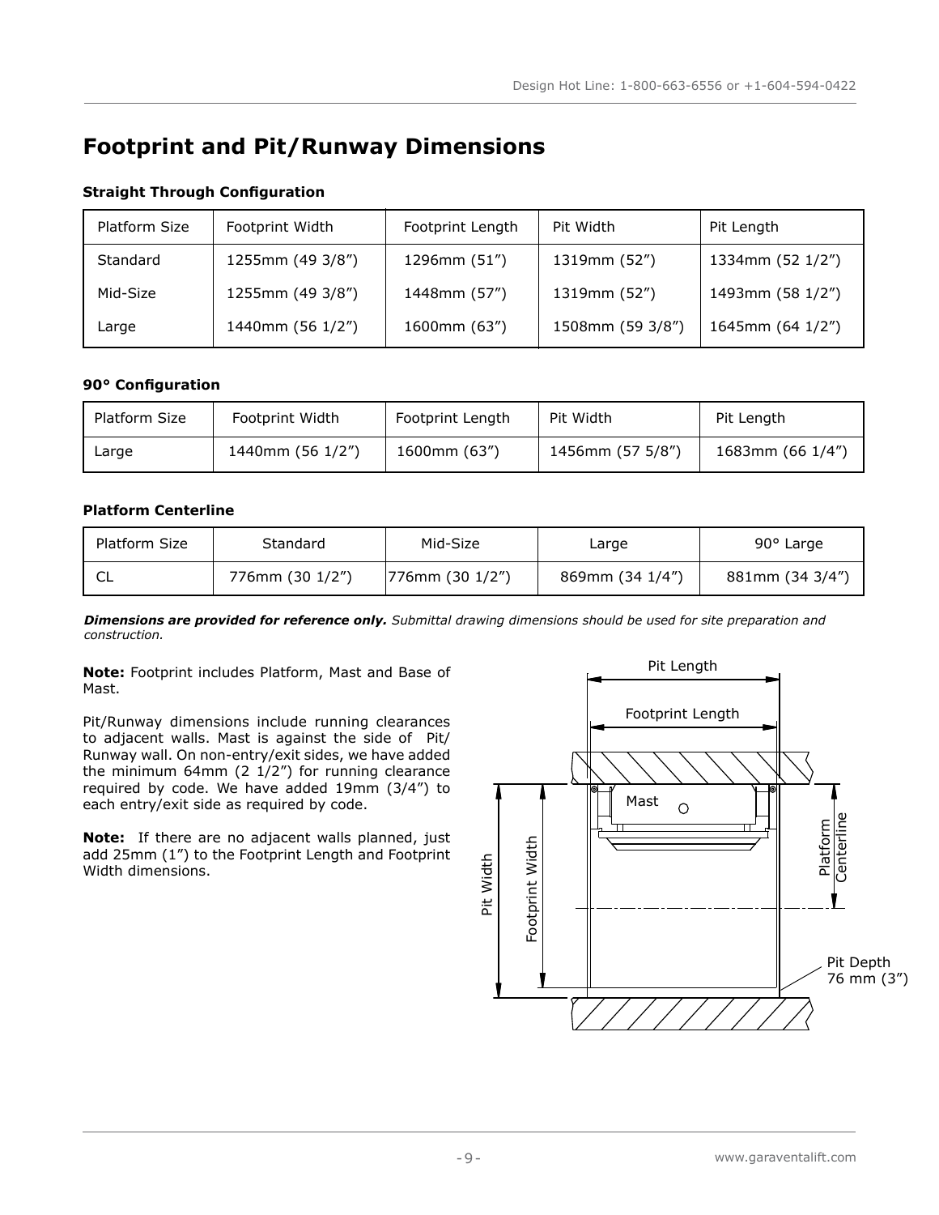# Footprint and Pit/Runway Dimensions

### Straight Through Configuration

| Platform Size | Footprint Width | Footprint Length | Pit Width | Pit Length |
|---|---|---|---|---|
| Standard | 1255mm (49 3/8”) | 1296mm (51”) | 1319mm (52”) | 1334mm (52 1/2”) |
| Mid-Size | 1255mm (49 3/8”) | 1448mm (57”) | 1319mm (52”) | 1493mm (58 1/2”) |
| Large | 1440mm (56 1/2”) | 1600mm (63”) | 1508mm (59 3/8”) | 1645mm (64 1/2”) |

### 90° Configuration

| Platform Size | Footprint Width | Footprint Length | Pit Width | Pit Length |
|---|---|---|---|---|
| Large | 1440mm (56 1/2”) | 1600mm (63”) | 1456mm (57 5/8”) | 1683mm (66 1/4”) |

### Platform Centerline

| Platform Size | Standard | Mid-Size | Large | 90° Large |
|---|---|---|---|---|
| CL | 776mm (30 1/2”) | 776mm (30 1/2”) | 869mm (34 1/4”) | 881mm (34 3/4”) |

***Dimensions are provided for reference only.*** *Submittal drawing dimensions should be used for site preparation and construction.*

**Note:** Footprint includes Platform, Mast and Base of Mast.

Pit/Runway dimensions include running clearances to adjacent walls. Mast is against the side of Pit/Runway wall. On non-entry/exit sides, we have added the minimum 64mm (2 1/2”) for running clearance required by code. We have added 19mm (3/4”) to each entry/exit side as required by code.

**Note:** If there are no adjacent walls planned, just add 25mm (1”) to the Footprint Length and Footprint Width dimensions.

Pit Length

Footprint Length

Mast

Pit Width

Footprint Width

Platform Centerline

Pit Depth 76 mm (3”)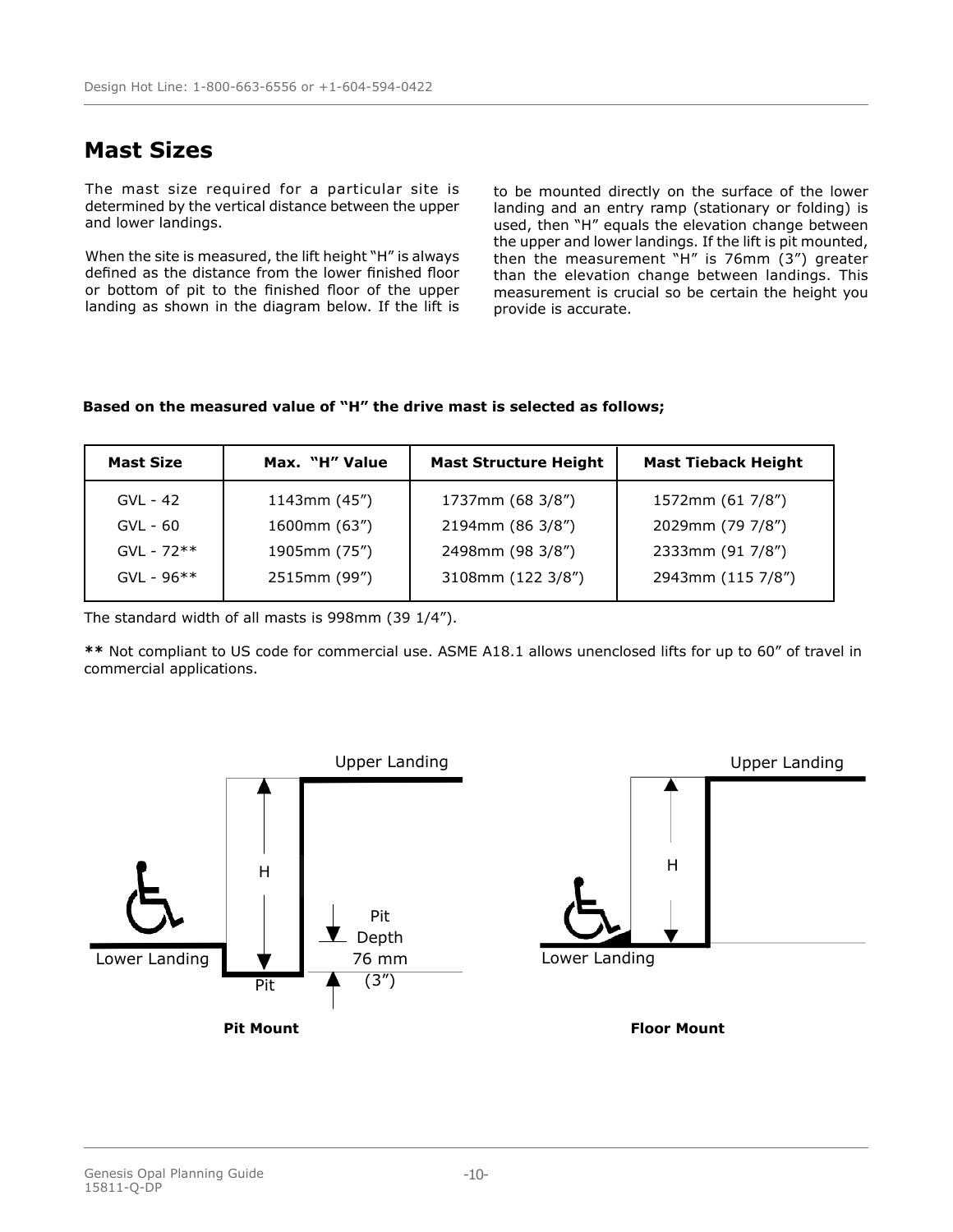## Mast Sizes

The mast size required for a particular site is determined by the vertical distance between the upper and lower landings.

When the site is measured, the lift height "H" is always defined as the distance from the lower finished floor or bottom of pit to the finished floor of the upper landing as shown in the diagram below. If the lift is to be mounted directly on the surface of the lower landing and an entry ramp (stationary or folding) is used, then "H" equals the elevation change between the upper and lower landings. If the lift is pit mounted, then the measurement "H" is 76mm (3") greater than the elevation change between landings. This measurement is crucial so be certain the height you provide is accurate.

**Based on the measured value of "H" the drive mast is selected as follows;**

| Mast Size | Max. "H" Value | Mast Structure Height | Mast Tieback Height |
|---|---|---|---|
| GVL - 42 | 1143mm (45") | 1737mm (68 3/8") | 1572mm (61 7/8") |
| GVL - 60 | 1600mm (63") | 2194mm (86 3/8") | 2029mm (79 7/8") |
| GVL - 72** | 1905mm (75") | 2498mm (98 3/8") | 2333mm (91 7/8") |
| GVL - 96** | 2515mm (99") | 3108mm (122 3/8") | 2943mm (115 7/8") |

The standard width of all masts is 998mm (39 1/4").

**\*\*** Not compliant to US code for commercial use. ASME A18.1 allows unenclosed lifts for up to 60" of travel in commercial applications.

Upper Landing
H
Pit Depth 76 mm (3")
Lower Landing
Pit

**Pit Mount**

Upper Landing
H
Lower Landing

**Floor Mount**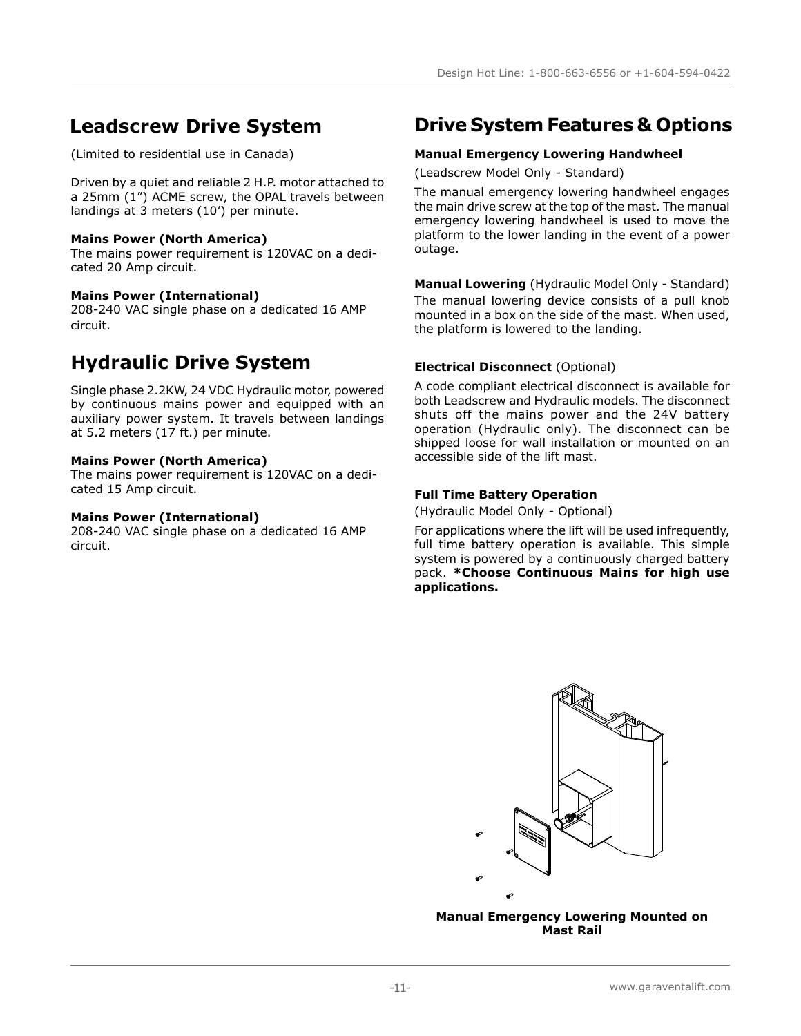## Leadscrew Drive System

(Limited to residential use in Canada)

Driven by a quiet and reliable 2 H.P. motor attached to a 25mm (1”) ACME screw, the OPAL travels between landings at 3 meters (10’) per minute.

**Mains Power (North America)**
The mains power requirement is 120VAC on a dedicated 20 Amp circuit.

**Mains Power (International)**
208-240 VAC single phase on a dedicated 16 AMP circuit.

## Hydraulic Drive System

Single phase 2.2KW, 24 VDC Hydraulic motor, powered by continuous mains power and equipped with an auxiliary power system. It travels between landings at 5.2 meters (17 ft.) per minute.

**Mains Power (North America)**
The mains power requirement is 120VAC on a dedicated 15 Amp circuit.

**Mains Power (International)**
208-240 VAC single phase on a dedicated 16 AMP circuit.

## Drive System Features & Options

**Manual Emergency Lowering Handwheel**

(Leadscrew Model Only - Standard)

The manual emergency lowering handwheel engages the main drive screw at the top of the mast. The manual emergency lowering handwheel is used to move the platform to the lower landing in the event of a power outage.

**Manual Lowering** (Hydraulic Model Only - Standard)

The manual lowering device consists of a pull knob mounted in a box on the side of the mast. When used, the platform is lowered to the landing.

**Electrical Disconnect** (Optional)

A code compliant electrical disconnect is available for both Leadscrew and Hydraulic models. The disconnect shuts off the mains power and the 24V battery operation (Hydraulic only). The disconnect can be shipped loose for wall installation or mounted on an accessible side of the lift mast.

**Full Time Battery Operation**

(Hydraulic Model Only - Optional)

For applications where the lift will be used infrequently, full time battery operation is available. This simple system is powered by a continuously charged battery pack. ***Choose Continuous Mains for high use applications.**

**Manual Emergency Lowering Mounted on Mast Rail**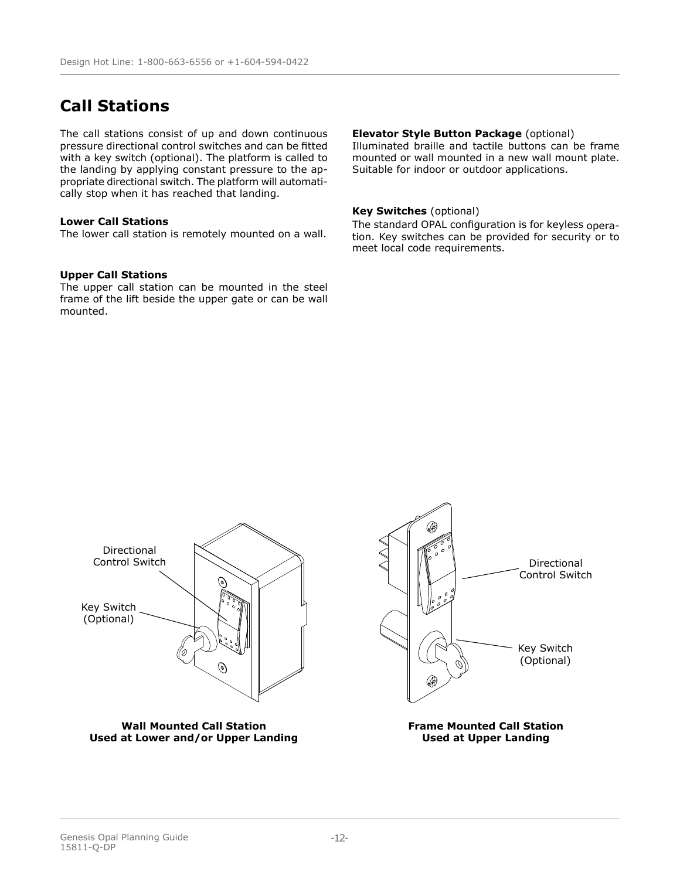# Call Stations

The call stations consist of up and down continuous pressure directional control switches and can be fitted with a key switch (optional). The platform is called to the landing by applying constant pressure to the appropriate directional switch. The platform will automatically stop when it has reached that landing.

**Lower Call Stations**
The lower call station is remotely mounted on a wall.

**Upper Call Stations**
The upper call station can be mounted in the steel frame of the lift beside the upper gate or can be wall mounted.

**Elevator Style Button Package** (optional)
Illuminated braille and tactile buttons can be frame mounted or wall mounted in a new wall mount plate. Suitable for indoor or outdoor applications.

**Key Switches** (optional)
The standard OPAL configuration is for keyless operation. Key switches can be provided for security or to meet local code requirements.

**Wall Mounted Call Station**
**Used at Lower and/or Upper Landing**

**Frame Mounted Call Station**
**Used at Upper Landing**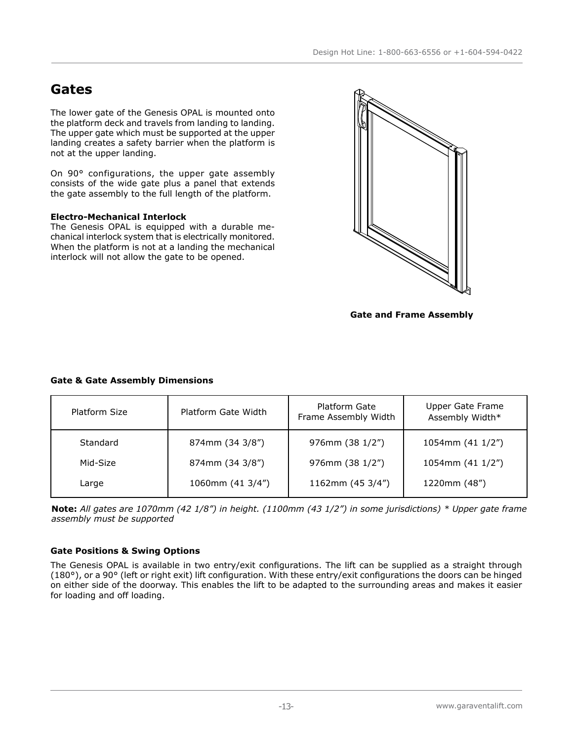# Gates

The lower gate of the Genesis OPAL is mounted onto the platform deck and travels from landing to landing. The upper gate which must be supported at the upper landing creates a safety barrier when the platform is not at the upper landing.

On 90° configurations, the upper gate assembly consists of the wide gate plus a panel that extends the gate assembly to the full length of the platform.

**Electro-Mechanical Interlock**
The Genesis OPAL is equipped with a durable mechanical interlock system that is electrically monitored. When the platform is not at a landing the mechanical interlock will not allow the gate to be opened.

**Gate and Frame Assembly**

**Gate & Gate Assembly Dimensions**

| Platform Size | Platform Gate Width | Platform Gate Frame Assembly Width | Upper Gate Frame Assembly Width* |
|---|---|---|---|
| Standard | 874mm (34 3/8”) | 976mm (38 1/2”) | 1054mm (41 1/2”) |
| Mid-Size | 874mm (34 3/8”) | 976mm (38 1/2”) | 1054mm (41 1/2”) |
| Large | 1060mm (41 3/4”) | 1162mm (45 3/4”) | 1220mm (48”) |

**Note:** *All gates are 1070mm (42 1/8”) in height. (1100mm (43 1/2”) in some jurisdictions) * Upper gate frame assembly must be supported*

**Gate Positions & Swing Options**

The Genesis OPAL is available in two entry/exit configurations. The lift can be supplied as a straight through (180°), or a 90° (left or right exit) lift configuration. With these entry/exit configurations the doors can be hinged on either side of the doorway. This enables the lift to be adapted to the surrounding areas and makes it easier for loading and off loading.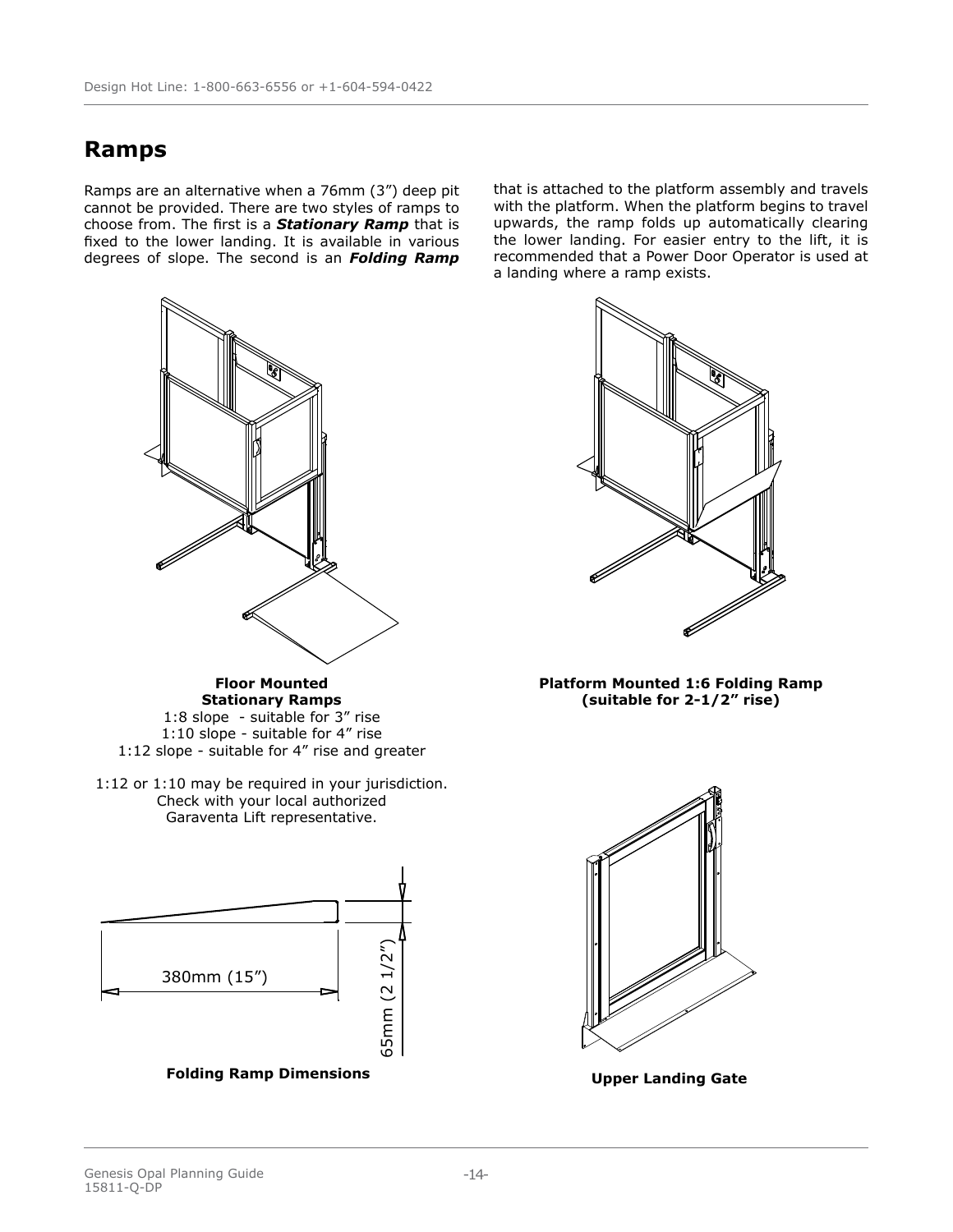# Ramps

Ramps are an alternative when a 76mm (3") deep pit cannot be provided. There are two styles of ramps to choose from. The first is a ***Stationary Ramp*** that is fixed to the lower landing. It is available in various degrees of slope. The second is an ***Folding Ramp*** that is attached to the platform assembly and travels with the platform. When the platform begins to travel upwards, the ramp folds up automatically clearing the lower landing. For easier entry to the lift, it is recommended that a Power Door Operator is used at a landing where a ramp exists.

**Floor Mounted Stationary Ramps**
1:8 slope - suitable for 3" rise
1:10 slope - suitable for 4" rise
1:12 slope - suitable for 4" rise and greater

1:12 or 1:10 may be required in your jurisdiction. Check with your local authorized Garaventa Lift representative.

**Platform Mounted 1:6 Folding Ramp (suitable for 2-1/2" rise)**

380mm (15")

65mm (2 1/2")

**Folding Ramp Dimensions**

**Upper Landing Gate**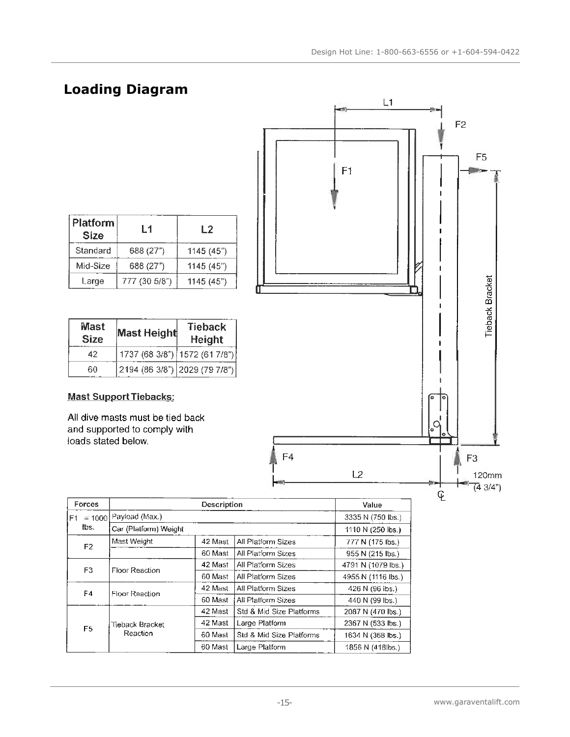# Loading Diagram

| Platform Size | L1 | L2 |
|---|---|---|
| Standard | 688 (27") | 1145 (45") |
| Mid-Size | 688 (27") | 1145 (45") |
| Large | 777 (30 5/8") | 1145 (45") |

| Mast Size | Mast Height | Tieback Height |
|---|---|---|
| 42 | 1737 (68 3/8") | 1572 (61 7/8") |
| 60 | 2194 (86 3/8") | 2029 (79 7/8") |

**Mast Support Tiebacks:**

All dive masts must be tied back and supported to comply with loads stated below.

L1

F2

F5

F1

Tieback Bracket

F4

F3

L2

120mm (4 3/4")

CL

| Forces | Description | | | Value |
|---|---|---|---|---|
| F1 = 1000 lbs. | Payload (Max.) | | | 3335 N (750 lbs.) |
| | Car (Platform) Weight | | | 1110 N (250 lbs.) |
| F2 | Mast Weight | 42 Mast | All Platform Sizes | 777 N (175 lbs.) |
| | | 60 Mast | All Platform Sizes | 955 N (215 lbs.) |
| F3 | Floor Reaction | 42 Mast | All Platform Sizes | 4791 N (1079 lbs.) |
| | | 60 Mast | All Platform Sizes | 4955 N (1116 lbs.) |
| F4 | Floor Reaction | 42 Mast | All Platform Sizes | 426 N (96 lbs.) |
| | | 60 Mast | All Platform Sizes | 440 N (99 lbs.) |
| F5 | Tieback Bracket Reaction | 42 Mast | Std & Mid Size Platforms | 2087 N (470 lbs.) |
| | | 42 Mast | Large Platform | 2367 N (533 lbs.) |
| | | 60 Mast | Std & Mid Size Platforms | 1634 N (368 lbs.) |
| | | 60 Mast | Large Platform | 1856 N (418lbs.) |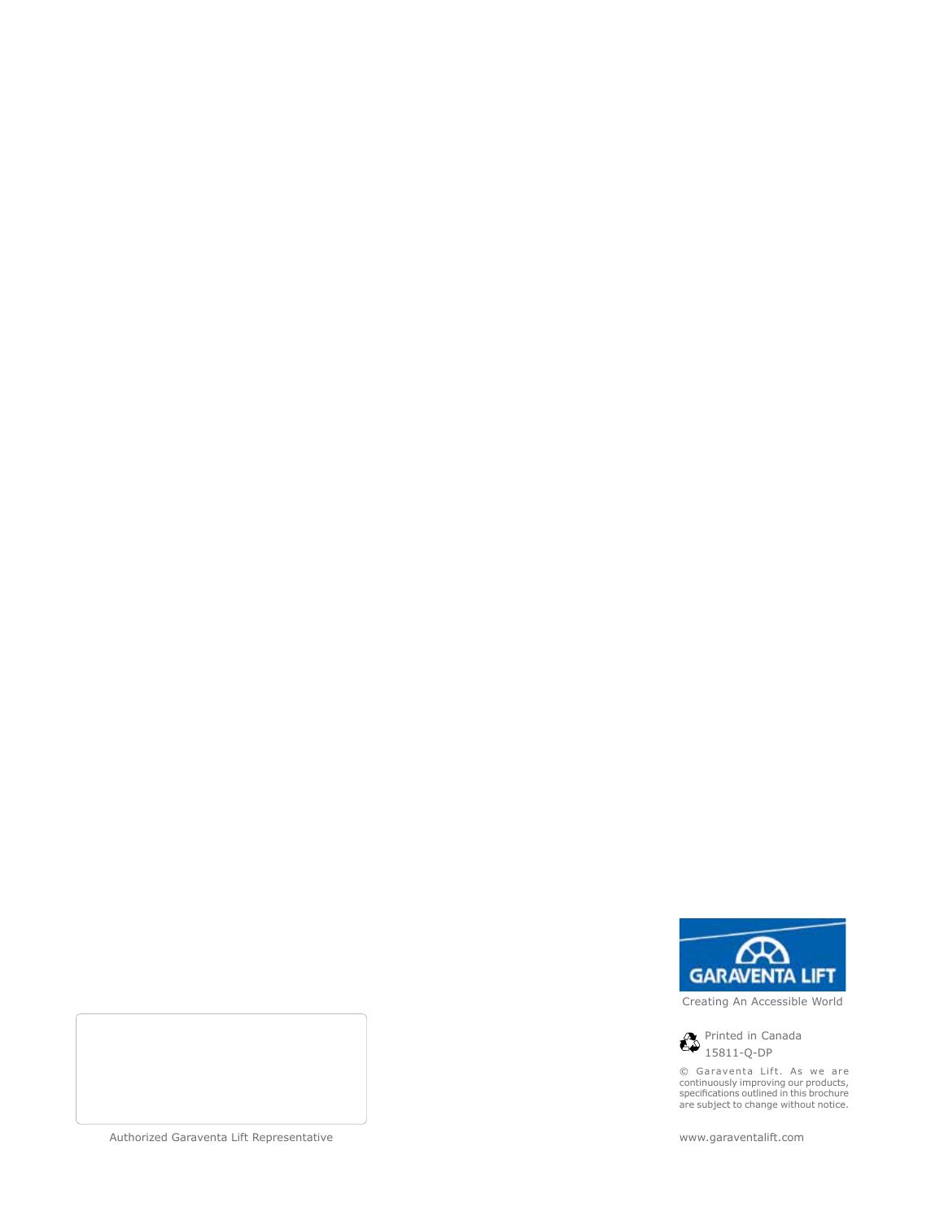Authorized Garaventa Lift Representative

GARAVENTA LIFT

Creating An Accessible World

Printed in Canada
15811-Q-DP

© Garaventa Lift. As we are continuously improving our products, specifications outlined in this brochure are subject to change without notice.

www.garaventalift.com